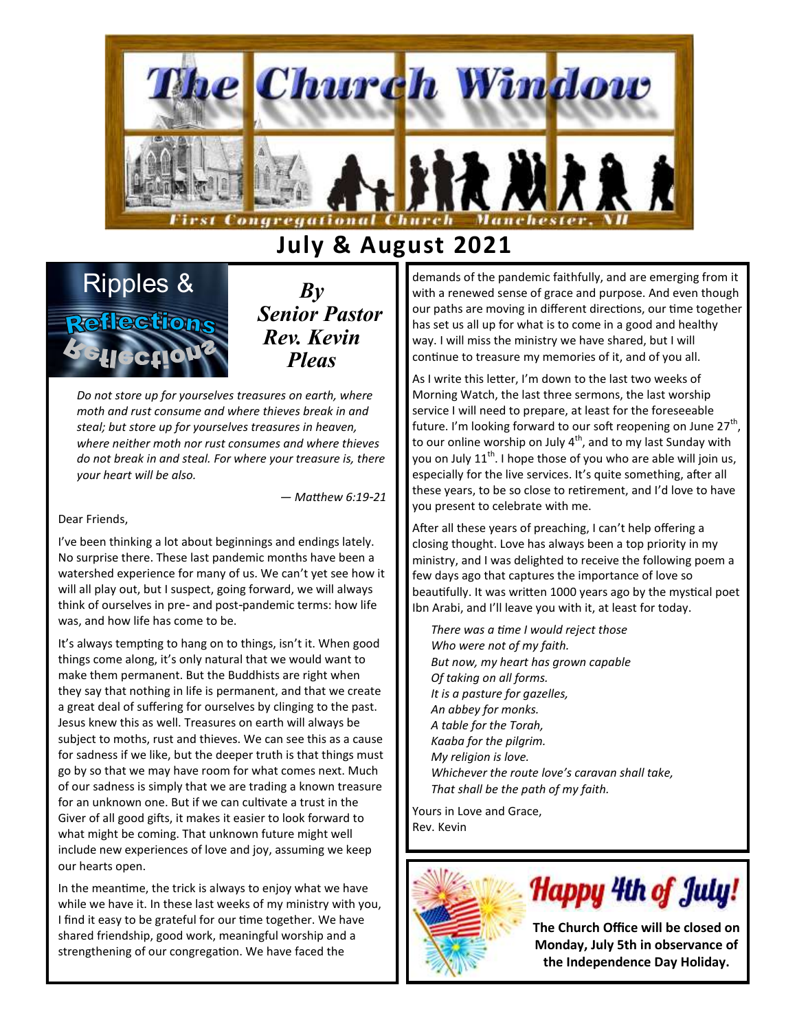# The Church Window

First Congregational Church Manchester, NH

## July & August 2021

## Ripples & Reflections

***By Senior Pastor Rev. Kevin Pleas***

*Do not store up for yourselves treasures on earth, where moth and rust consume and where thieves break in and steal; but store up for yourselves treasures in heaven, where neither moth nor rust consumes and where thieves do not break in and steal. For where your treasure is, there your heart will be also.*

*— Matthew 6:19-21*

Dear Friends,

I've been thinking a lot about beginnings and endings lately. No surprise there. These last pandemic months have been a watershed experience for many of us. We can't yet see how it will all play out, but I suspect, going forward, we will always think of ourselves in pre- and post-pandemic terms: how life was, and how life has come to be.

It's always tempting to hang on to things, isn't it. When good things come along, it's only natural that we would want to make them permanent. But the Buddhists are right when they say that nothing in life is permanent, and that we create a great deal of suffering for ourselves by clinging to the past. Jesus knew this as well. Treasures on earth will always be subject to moths, rust and thieves. We can see this as a cause for sadness if we like, but the deeper truth is that things must go by so that we may have room for what comes next. Much of our sadness is simply that we are trading a known treasure for an unknown one. But if we can cultivate a trust in the Giver of all good gifts, it makes it easier to look forward to what might be coming. That unknown future might well include new experiences of love and joy, assuming we keep our hearts open.

In the meantime, the trick is always to enjoy what we have while we have it. In these last weeks of my ministry with you, I find it easy to be grateful for our time together. We have shared friendship, good work, meaningful worship and a strengthening of our congregation. We have faced the demands of the pandemic faithfully, and are emerging from it with a renewed sense of grace and purpose. And even though our paths are moving in different directions, our time together has set us all up for what is to come in a good and healthy way. I will miss the ministry we have shared, but I will continue to treasure my memories of it, and of you all.

As I write this letter, I'm down to the last two weeks of Morning Watch, the last three sermons, the last worship service I will need to prepare, at least for the foreseeable future. I'm looking forward to our soft reopening on June 27th, to our online worship on July 4th, and to my last Sunday with you on July 11th. I hope those of you who are able will join us, especially for the live services. It's quite something, after all these years, to be so close to retirement, and I'd love to have you present to celebrate with me.

After all these years of preaching, I can't help offering a closing thought. Love has always been a top priority in my ministry, and I was delighted to receive the following poem a few days ago that captures the importance of love so beautifully. It was written 1000 years ago by the mystical poet Ibn Arabi, and I'll leave you with it, at least for today.

*There was a time I would reject those*
*Who were not of my faith.*
*But now, my heart has grown capable*
*Of taking on all forms.*
*It is a pasture for gazelles,*
*An abbey for monks.*
*A table for the Torah,*
*Kaaba for the pilgrim.*
*My religion is love.*
*Whichever the route love's caravan shall take,*
*That shall be the path of my faith.*

Yours in Love and Grace,
Rev. Kevin

## Happy 4th of July!

**The Church Office will be closed on Monday, July 5th in observance of the Independence Day Holiday.**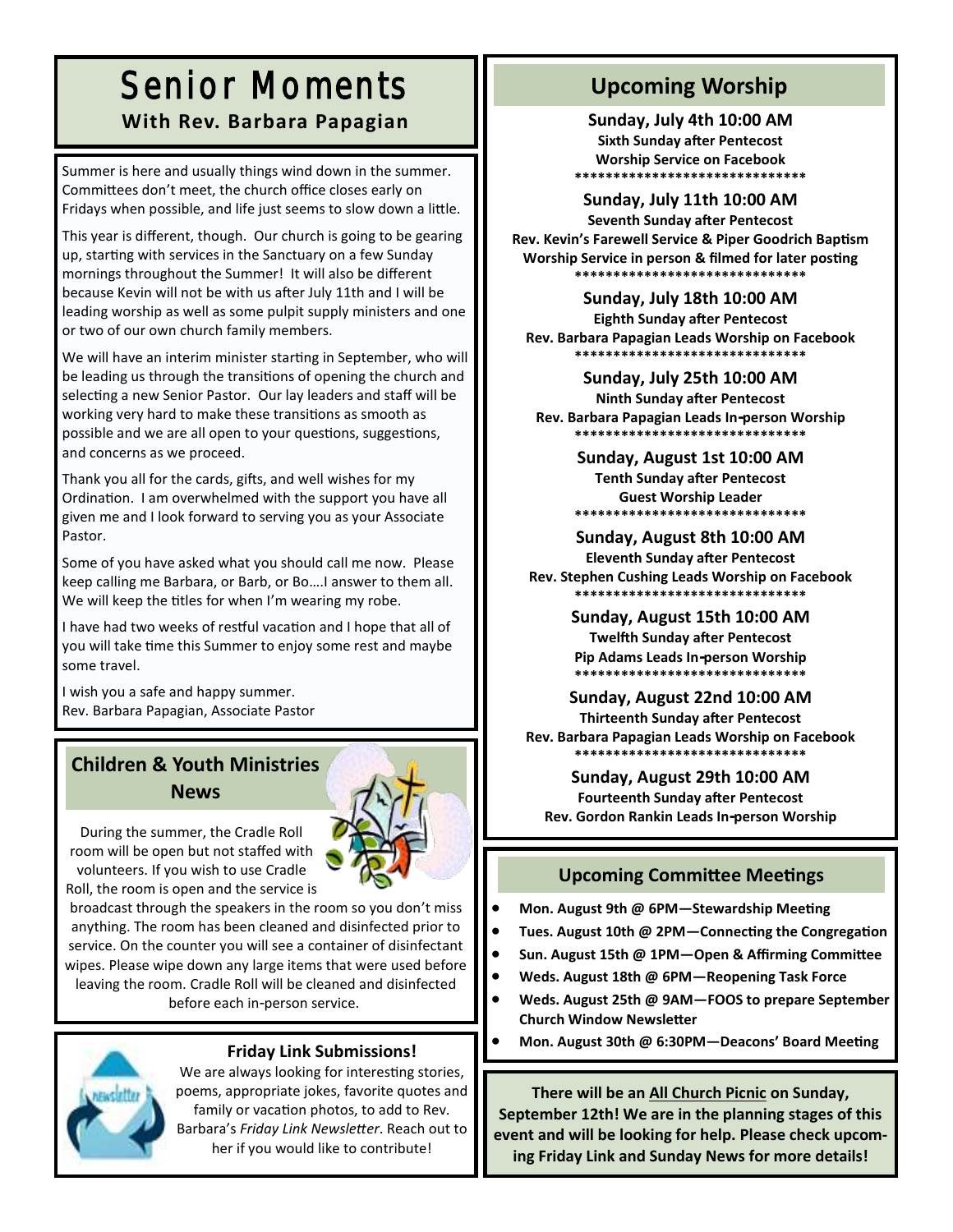# Senior Moments

**With Rev. Barbara Papagian**

Summer is here and usually things wind down in the summer. Committees don't meet, the church office closes early on Fridays when possible, and life just seems to slow down a little.

This year is different, though. Our church is going to be gearing up, starting with services in the Sanctuary on a few Sunday mornings throughout the Summer! It will also be different because Kevin will not be with us after July 11th and I will be leading worship as well as some pulpit supply ministers and one or two of our own church family members.

We will have an interim minister starting in September, who will be leading us through the transitions of opening the church and selecting a new Senior Pastor. Our lay leaders and staff will be working very hard to make these transitions as smooth as possible and we are all open to your questions, suggestions, and concerns as we proceed.

Thank you all for the cards, gifts, and well wishes for my Ordination. I am overwhelmed with the support you have all given me and I look forward to serving you as your Associate Pastor.

Some of you have asked what you should call me now. Please keep calling me Barbara, or Barb, or Bo….I answer to them all. We will keep the titles for when I'm wearing my robe.

I have had two weeks of restful vacation and I hope that all of you will take time this Summer to enjoy some rest and maybe some travel.

I wish you a safe and happy summer.
Rev. Barbara Papagian, Associate Pastor

## Children & Youth Ministries News

During the summer, the Cradle Roll room will be open but not staffed with volunteers. If you wish to use Cradle Roll, the room is open and the service is broadcast through the speakers in the room so you don't miss anything. The room has been cleaned and disinfected prior to service. On the counter you will see a container of disinfectant wipes. Please wipe down any large items that were used before leaving the room. Cradle Roll will be cleaned and disinfected before each in-person service.

### Friday Link Submissions!

We are always looking for interesting stories, poems, appropriate jokes, favorite quotes and family or vacation photos, to add to Rev. Barbara's *Friday Link Newsletter*. Reach out to her if you would like to contribute!

## Upcoming Worship

**Sunday, July 4th 10:00 AM**
**Sixth Sunday after Pentecost**
**Worship Service on Facebook**

*******************************

**Sunday, July 11th 10:00 AM**
**Seventh Sunday after Pentecost**
**Rev. Kevin's Farewell Service & Piper Goodrich Baptism**
**Worship Service in person & filmed for later posting**

*******************************

**Sunday, July 18th 10:00 AM**
**Eighth Sunday after Pentecost**
**Rev. Barbara Papagian Leads Worship on Facebook**

*******************************

**Sunday, July 25th 10:00 AM**
**Ninth Sunday after Pentecost**
**Rev. Barbara Papagian Leads In-person Worship**

*******************************

**Sunday, August 1st 10:00 AM**
**Tenth Sunday after Pentecost**
**Guest Worship Leader**

*******************************

**Sunday, August 8th 10:00 AM**
**Eleventh Sunday after Pentecost**
**Rev. Stephen Cushing Leads Worship on Facebook**

*******************************

**Sunday, August 15th 10:00 AM**
**Twelfth Sunday after Pentecost**
**Pip Adams Leads In-person Worship**

*******************************

**Sunday, August 22nd 10:00 AM**
**Thirteenth Sunday after Pentecost**
**Rev. Barbara Papagian Leads Worship on Facebook**

*******************************

**Sunday, August 29th 10:00 AM**
**Fourteenth Sunday after Pentecost**
**Rev. Gordon Rankin Leads In-person Worship**

## Upcoming Committee Meetings

- **Mon. August 9th @ 6PM—Stewardship Meeting**
- **Tues. August 10th @ 2PM—Connecting the Congregation**
- **Sun. August 15th @ 1PM—Open & Affirming Committee**
- **Weds. August 18th @ 6PM—Reopening Task Force**
- **Weds. August 25th @ 9AM—FOOS to prepare September Church Window Newsletter**
- **Mon. August 30th @ 6:30PM—Deacons' Board Meeting**

**There will be an All Church Picnic on Sunday, September 12th! We are in the planning stages of this event and will be looking for help. Please check upcoming Friday Link and Sunday News for more details!**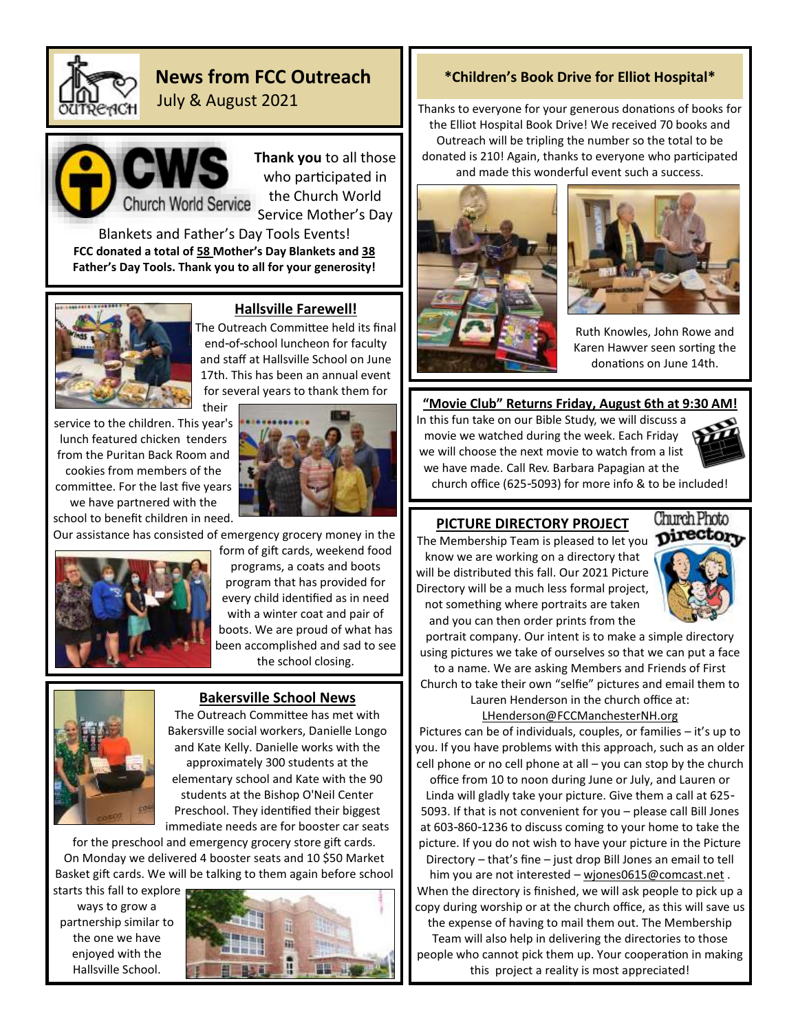# News from FCC Outreach

July & August 2021

**Thank you** to all those who participated in the Church World Service Mother's Day Blankets and Father's Day Tools Events!

**FCC donated a total of 58 Mother's Day Blankets and 38 Father's Day Tools. Thank you to all for your generosity!**

## Hallsville Farewell!

The Outreach Committee held its final end-of-school luncheon for faculty and staff at Hallsville School on June 17th. This has been an annual event for several years to thank them for their service to the children. This year's lunch featured chicken tenders from the Puritan Back Room and cookies from members of the committee. For the last five years we have partnered with the school to benefit children in need. Our assistance has consisted of emergency grocery money in the form of gift cards, weekend food programs, a coats and boots program that has provided for every child identified as in need with a winter coat and pair of boots. We are proud of what has been accomplished and sad to see the school closing.

## Bakersville School News

The Outreach Committee has met with Bakersville social workers, Danielle Longo and Kate Kelly. Danielle works with the approximately 300 students at the elementary school and Kate with the 90 students at the Bishop O'Neil Center Preschool. They identified their biggest immediate needs are for booster car seats for the preschool and emergency grocery store gift cards. On Monday we delivered 4 booster seats and 10 $50 Market Basket gift cards. We will be talking to them again before school starts this fall to explore ways to grow a partnership similar to the one we have enjoyed with the Hallsville School.

## *Children's Book Drive for Elliot Hospital*

Thanks to everyone for your generous donations of books for the Elliot Hospital Book Drive! We received 70 books and Outreach will be tripling the number so the total to be donated is 210! Again, thanks to everyone who participated and made this wonderful event such a success.

Ruth Knowles, John Rowe and Karen Hawver seen sorting the donations on June 14th.

## "Movie Club" Returns Friday, August 6th at 9:30 AM!

In this fun take on our Bible Study, we will discuss a movie we watched during the week. Each Friday we will choose the next movie to watch from a list we have made. Call Rev. Barbara Papagian at the church office (625-5093) for more info & to be included!

## PICTURE DIRECTORY PROJECT

The Membership Team is pleased to let you know we are working on a directory that will be distributed this fall. Our 2021 Picture Directory will be a much less formal project, not something where portraits are taken and you can then order prints from the portrait company. Our intent is to make a simple directory using pictures we take of ourselves so that we can put a face to a name. We are asking Members and Friends of First Church to take their own "selfie" pictures and email them to Lauren Henderson in the church office at: LHenderson@FCCManchesterNH.org

Pictures can be of individuals, couples, or families – it's up to you. If you have problems with this approach, such as an older cell phone or no cell phone at all – you can stop by the church office from 10 to noon during June or July, and Lauren or Linda will gladly take your picture. Give them a call at 625-5093. If that is not convenient for you – please call Bill Jones at 603-860-1236 to discuss coming to your home to take the picture. If you do not wish to have your picture in the Picture Directory – that's fine – just drop Bill Jones an email to tell him you are not interested – wjones0615@comcast.net . When the directory is finished, we will ask people to pick up a copy during worship or at the church office, as this will save us the expense of having to mail them out. The Membership Team will also help in delivering the directories to those people who cannot pick them up. Your cooperation in making this project a reality is most appreciated!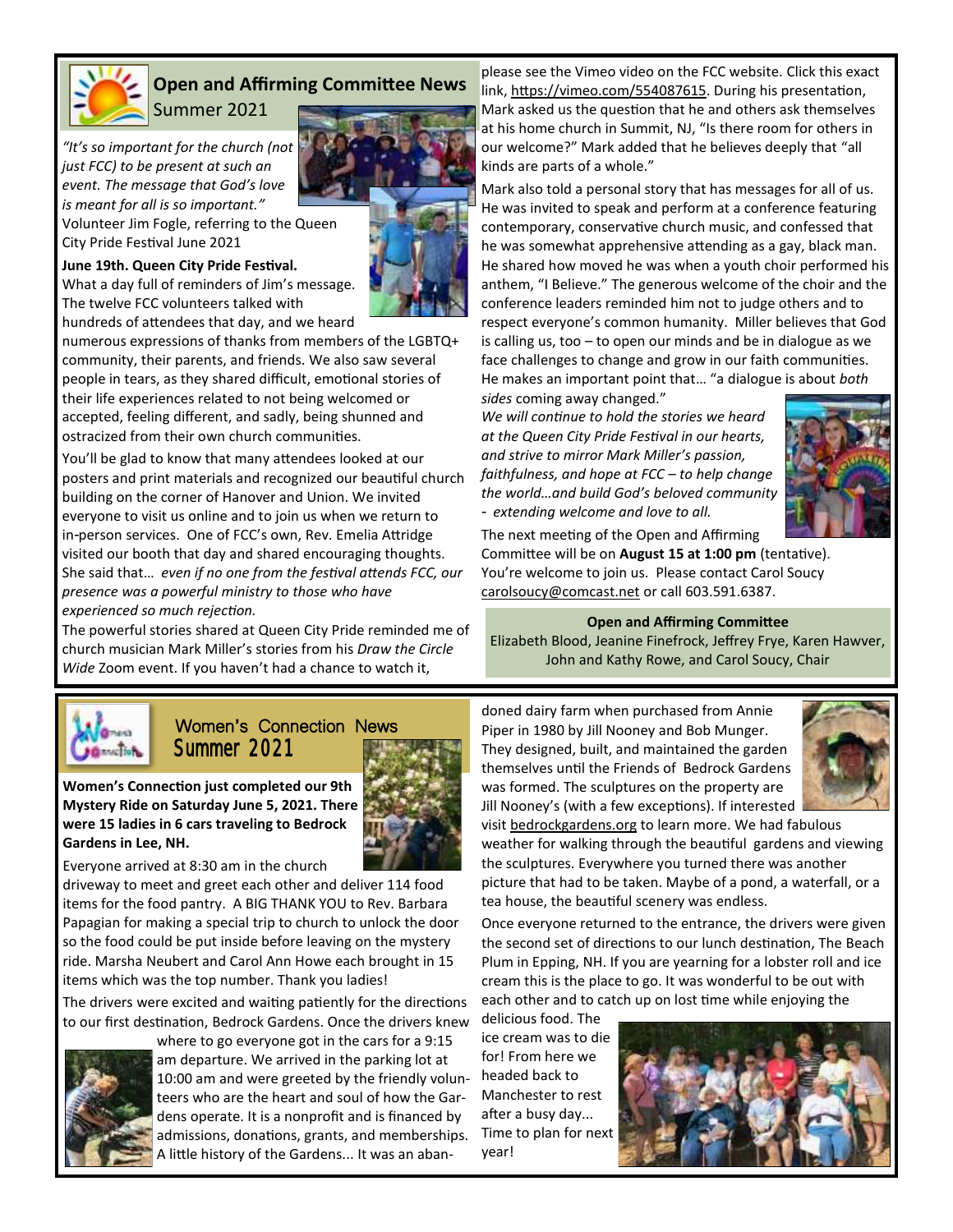## Open and Affirming Committee News

Summer 2021

*"It's so important for the church (not just FCC) to be present at such an event. The message that God's love is meant for all is so important."* Volunteer Jim Fogle, referring to the Queen City Pride Festival June 2021

**June 19th. Queen City Pride Festival.** What a day full of reminders of Jim's message. The twelve FCC volunteers talked with hundreds of attendees that day, and we heard numerous expressions of thanks from members of the LGBTQ+ community, their parents, and friends. We also saw several people in tears, as they shared difficult, emotional stories of their life experiences related to not being welcomed or accepted, feeling different, and sadly, being shunned and ostracized from their own church communities.

You'll be glad to know that many attendees looked at our posters and print materials and recognized our beautiful church building on the corner of Hanover and Union. We invited everyone to visit us online and to join us when we return to in-person services. One of FCC's own, Rev. Emelia Attridge visited our booth that day and shared encouraging thoughts. She said that… *even if no one from the festival attends FCC, our presence was a powerful ministry to those who have experienced so much rejection.*

The powerful stories shared at Queen City Pride reminded me of church musician Mark Miller's stories from his *Draw the Circle Wide* Zoom event. If you haven't had a chance to watch it, please see the Vimeo video on the FCC website. Click this exact link, https://vimeo.com/554087615. During his presentation, Mark asked us the question that he and others ask themselves at his home church in Summit, NJ, "Is there room for others in our welcome?" Mark added that he believes deeply that "all kinds are parts of a whole."

Mark also told a personal story that has messages for all of us. He was invited to speak and perform at a conference featuring contemporary, conservative church music, and confessed that he was somewhat apprehensive attending as a gay, black man. He shared how moved he was when a youth choir performed his anthem, "I Believe." The generous welcome of the choir and the conference leaders reminded him not to judge others and to respect everyone's common humanity. Miller believes that God is calling us, too – to open our minds and be in dialogue as we face challenges to change and grow in our faith communities. He makes an important point that… "a dialogue is about *both sides* coming away changed."

*We will continue to hold the stories we heard at the Queen City Pride Festival in our hearts, and strive to mirror Mark Miller's passion, faithfulness, and hope at FCC – to help change the world…and build God's beloved community - extending welcome and love to all.*

The next meeting of the Open and Affirming Committee will be on **August 15 at 1:00 pm** (tentative). You're welcome to join us. Please contact Carol Soucy carolsoucy@comcast.net or call 603.591.6387.

**Open and Affirming Committee**
Elizabeth Blood, Jeanine Finefrock, Jeffrey Frye, Karen Hawver, John and Kathy Rowe, and Carol Soucy, Chair

## Women's Connection News

Summer 2021

**Women's Connection just completed our 9th Mystery Ride on Saturday June 5, 2021. There were 15 ladies in 6 cars traveling to Bedrock Gardens in Lee, NH.**

Everyone arrived at 8:30 am in the church driveway to meet and greet each other and deliver 114 food items for the food pantry. A BIG THANK YOU to Rev. Barbara Papagian for making a special trip to church to unlock the door so the food could be put inside before leaving on the mystery ride. Marsha Neubert and Carol Ann Howe each brought in 15 items which was the top number. Thank you ladies!

The drivers were excited and waiting patiently for the directions to our first destination, Bedrock Gardens. Once the drivers knew where to go everyone got in the cars for a 9:15 am departure. We arrived in the parking lot at 10:00 am and were greeted by the friendly volunteers who are the heart and soul of how the Gardens operate. It is a nonprofit and is financed by admissions, donations, grants, and memberships. A little history of the Gardens... It was an abandoned dairy farm when purchased from Annie Piper in 1980 by Jill Nooney and Bob Munger. They designed, built, and maintained the garden themselves until the Friends of Bedrock Gardens was formed. The sculptures on the property are Jill Nooney's (with a few exceptions). If interested visit bedrockgardens.org to learn more. We had fabulous weather for walking through the beautiful gardens and viewing the sculptures. Everywhere you turned there was another picture that had to be taken. Maybe of a pond, a waterfall, or a tea house, the beautiful scenery was endless.

Once everyone returned to the entrance, the drivers were given the second set of directions to our lunch destination, The Beach Plum in Epping, NH. If you are yearning for a lobster roll and ice cream this is the place to go. It was wonderful to be out with each other and to catch up on lost time while enjoying the delicious food. The ice cream was to die for! From here we headed back to Manchester to rest after a busy day... Time to plan for next year!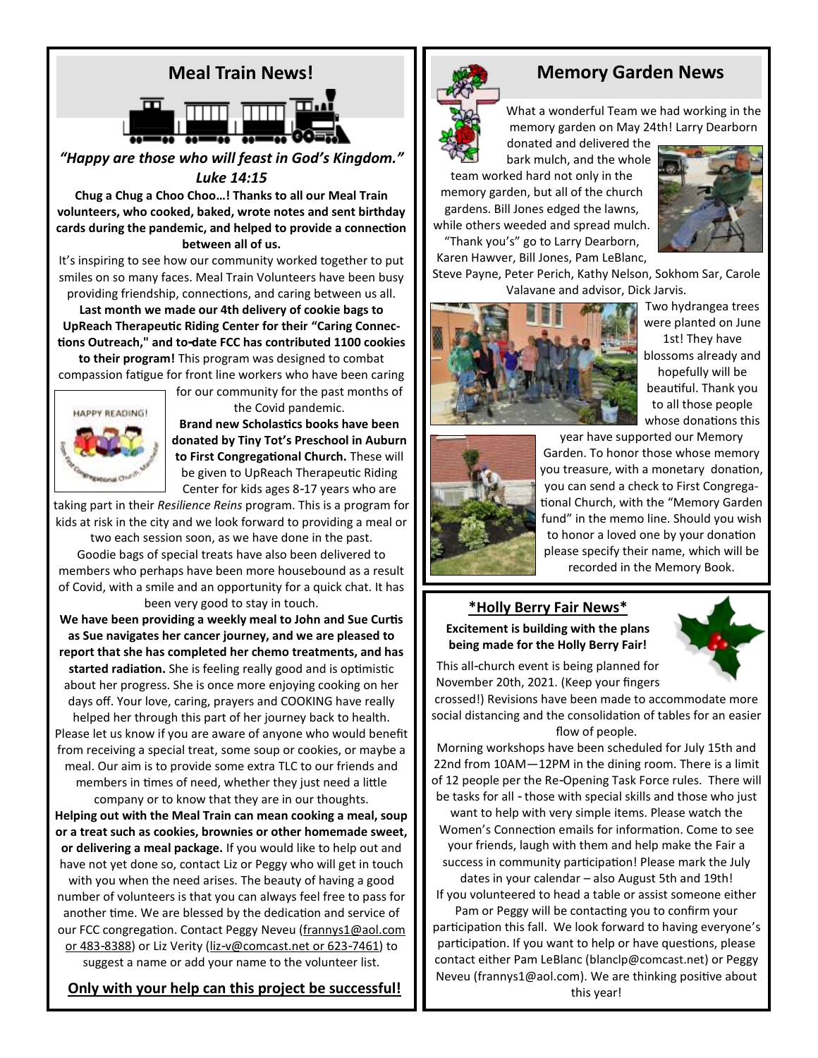## Meal Train News!

***"Happy are those who will feast in God's Kingdom." Luke 14:15***

**Chug a Chug a Choo Choo…! Thanks to all our Meal Train volunteers, who cooked, baked, wrote notes and sent birthday cards during the pandemic, and helped to provide a connection between all of us.**

It's inspiring to see how our community worked together to put smiles on so many faces. Meal Train Volunteers have been busy providing friendship, connections, and caring between us all.

**Last month we made our 4th delivery of cookie bags to UpReach Therapeutic Riding Center for their "Caring Connections Outreach," and to-date FCC has contributed 1100 cookies to their program!** This program was designed to combat compassion fatigue for front line workers who have been caring for our community for the past months of the Covid pandemic.

**Brand new Scholastics books have been donated by Tiny Tot's Preschool in Auburn to First Congregational Church.** These will be given to UpReach Therapeutic Riding Center for kids ages 8-17 years who are taking part in their *Resilience Reins* program. This is a program for kids at risk in the city and we look forward to providing a meal or two each session soon, as we have done in the past.

Goodie bags of special treats have also been delivered to members who perhaps have been more housebound as a result of Covid, with a smile and an opportunity for a quick chat. It has been very good to stay in touch.

**We have been providing a weekly meal to John and Sue Curtis as Sue navigates her cancer journey, and we are pleased to report that she has completed her chemo treatments, and has started radiation.** She is feeling really good and is optimistic about her progress. She is once more enjoying cooking on her days off. Your love, caring, prayers and COOKING have really helped her through this part of her journey back to health. Please let us know if you are aware of anyone who would benefit from receiving a special treat, some soup or cookies, or maybe a meal. Our aim is to provide some extra TLC to our friends and members in times of need, whether they just need a little company or to know that they are in our thoughts.

**Helping out with the Meal Train can mean cooking a meal, soup or a treat such as cookies, brownies or other homemade sweet, or delivering a meal package.** If you would like to help out and have not yet done so, contact Liz or Peggy who will get in touch with you when the need arises. The beauty of having a good number of volunteers is that you can always feel free to pass for another time. We are blessed by the dedication and service of our FCC congregation. Contact Peggy Neveu (frannys1@aol.com or 483-8388) or Liz Verity (liz-v@comcast.net or 623-7461) to suggest a name or add your name to the volunteer list.

**Only with your help can this project be successful!**

## Memory Garden News

What a wonderful Team we had working in the memory garden on May 24th! Larry Dearborn donated and delivered the bark mulch, and the whole team worked hard not only in the memory garden, but all of the church gardens. Bill Jones edged the lawns, while others weeded and spread mulch. "Thank you's" go to Larry Dearborn, Karen Hawver, Bill Jones, Pam LeBlanc, Steve Payne, Peter Perich, Kathy Nelson, Sokhom Sar, Carole Valavane and advisor, Dick Jarvis.

Two hydrangea trees were planted on June 1st! They have blossoms already and hopefully will be beautiful. Thank you to all those people whose donations this year have supported our Memory Garden. To honor those whose memory you treasure, with a monetary donation, you can send a check to First Congregational Church, with the "Memory Garden fund" in the memo line. Should you wish to honor a loved one by your donation please specify their name, which will be recorded in the Memory Book.

## *Holly Berry Fair News*

**Excitement is building with the plans being made for the Holly Berry Fair!**

This all-church event is being planned for November 20th, 2021. (Keep your fingers crossed!) Revisions have been made to accommodate more social distancing and the consolidation of tables for an easier flow of people.

Morning workshops have been scheduled for July 15th and 22nd from 10AM—12PM in the dining room. There is a limit of 12 people per the Re-Opening Task Force rules. There will be tasks for all - those with special skills and those who just want to help with very simple items. Please watch the Women's Connection emails for information. Come to see your friends, laugh with them and help make the Fair a success in community participation! Please mark the July dates in your calendar – also August 5th and 19th!

If you volunteered to head a table or assist someone either Pam or Peggy will be contacting you to confirm your participation this fall. We look forward to having everyone's participation. If you want to help or have questions, please contact either Pam LeBlanc (blanclp@comcast.net) or Peggy Neveu (frannys1@aol.com). We are thinking positive about this year!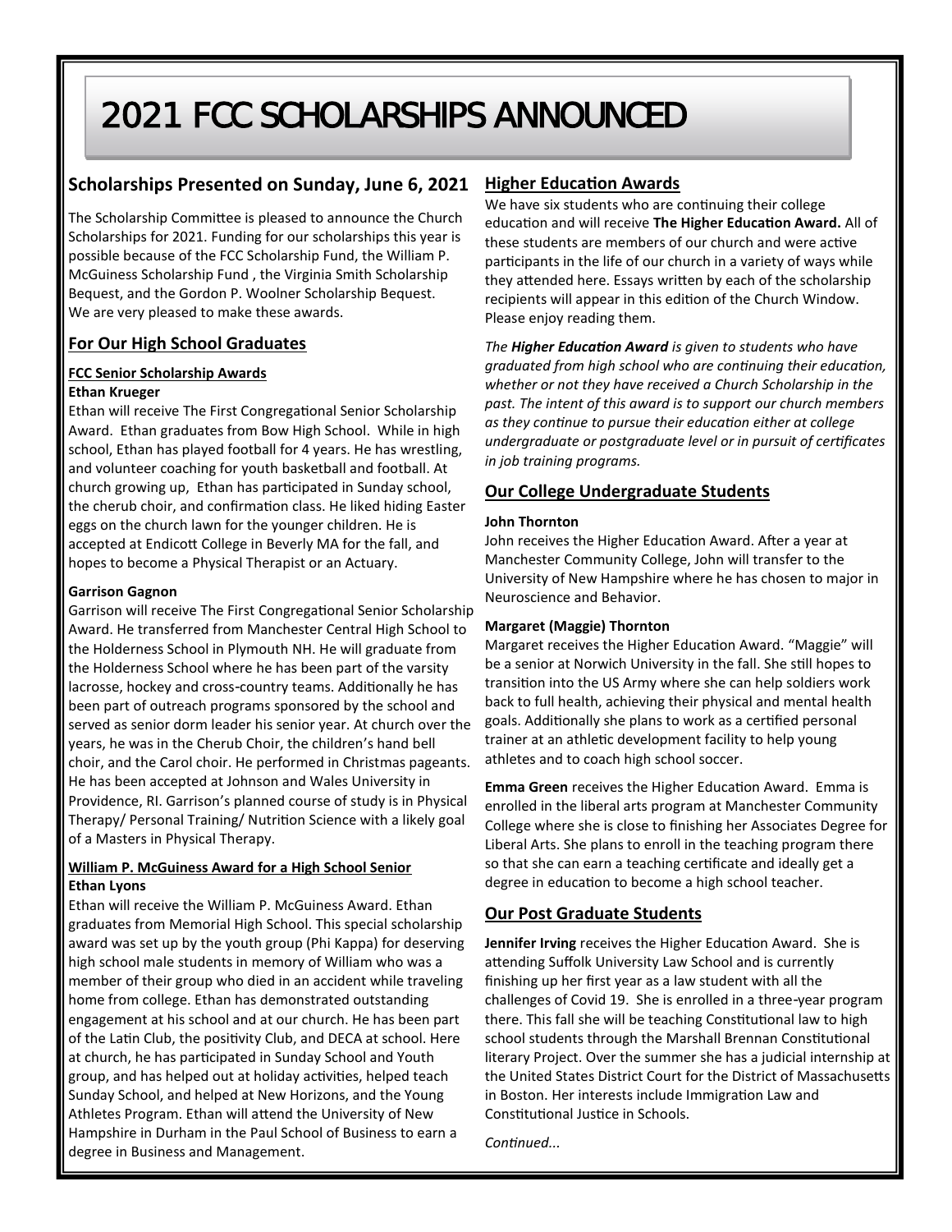# 2021 FCC SCHOLARSHIPS ANNOUNCED

## Scholarships Presented on Sunday, June 6, 2021

The Scholarship Committee is pleased to announce the Church Scholarships for 2021. Funding for our scholarships this year is possible because of the FCC Scholarship Fund, the William P. McGuiness Scholarship Fund , the Virginia Smith Scholarship Bequest, and the Gordon P. Woolner Scholarship Bequest. We are very pleased to make these awards.

## For Our High School Graduates

### FCC Senior Scholarship Awards

**Ethan Krueger**

Ethan will receive The First Congregational Senior Scholarship Award. Ethan graduates from Bow High School. While in high school, Ethan has played football for 4 years. He has wrestling, and volunteer coaching for youth basketball and football. At church growing up, Ethan has participated in Sunday school, the cherub choir, and confirmation class. He liked hiding Easter eggs on the church lawn for the younger children. He is accepted at Endicott College in Beverly MA for the fall, and hopes to become a Physical Therapist or an Actuary.

**Garrison Gagnon**

Garrison will receive The First Congregational Senior Scholarship Award. He transferred from Manchester Central High School to the Holderness School in Plymouth NH. He will graduate from the Holderness School where he has been part of the varsity lacrosse, hockey and cross-country teams. Additionally he has been part of outreach programs sponsored by the school and served as senior dorm leader his senior year. At church over the years, he was in the Cherub Choir, the children's hand bell choir, and the Carol choir. He performed in Christmas pageants. He has been accepted at Johnson and Wales University in Providence, RI. Garrison's planned course of study is in Physical Therapy/ Personal Training/ Nutrition Science with a likely goal of a Masters in Physical Therapy.

### William P. McGuiness Award for a High School Senior

**Ethan Lyons**

Ethan will receive the William P. McGuiness Award. Ethan graduates from Memorial High School. This special scholarship award was set up by the youth group (Phi Kappa) for deserving high school male students in memory of William who was a member of their group who died in an accident while traveling home from college. Ethan has demonstrated outstanding engagement at his school and at our church. He has been part of the Latin Club, the positivity Club, and DECA at school. Here at church, he has participated in Sunday School and Youth group, and has helped out at holiday activities, helped teach Sunday School, and helped at New Horizons, and the Young Athletes Program. Ethan will attend the University of New Hampshire in Durham in the Paul School of Business to earn a degree in Business and Management.

## Higher Education Awards

We have six students who are continuing their college education and will receive **The Higher Education Award.** All of these students are members of our church and were active participants in the life of our church in a variety of ways while they attended here. Essays written by each of the scholarship recipients will appear in this edition of the Church Window. Please enjoy reading them.

*The **Higher Education Award** is given to students who have graduated from high school who are continuing their education, whether or not they have received a Church Scholarship in the past. The intent of this award is to support our church members as they continue to pursue their education either at college undergraduate or postgraduate level or in pursuit of certificates in job training programs.*

## Our College Undergraduate Students

**John Thornton**

John receives the Higher Education Award. After a year at Manchester Community College, John will transfer to the University of New Hampshire where he has chosen to major in Neuroscience and Behavior.

**Margaret (Maggie) Thornton**

Margaret receives the Higher Education Award. "Maggie" will be a senior at Norwich University in the fall. She still hopes to transition into the US Army where she can help soldiers work back to full health, achieving their physical and mental health goals. Additionally she plans to work as a certified personal trainer at an athletic development facility to help young athletes and to coach high school soccer.

**Emma Green** receives the Higher Education Award. Emma is enrolled in the liberal arts program at Manchester Community College where she is close to finishing her Associates Degree for Liberal Arts. She plans to enroll in the teaching program there so that she can earn a teaching certificate and ideally get a degree in education to become a high school teacher.

## Our Post Graduate Students

**Jennifer Irving** receives the Higher Education Award. She is attending Suffolk University Law School and is currently finishing up her first year as a law student with all the challenges of Covid 19. She is enrolled in a three-year program there. This fall she will be teaching Constitutional law to high school students through the Marshall Brennan Constitutional literary Project. Over the summer she has a judicial internship at the United States District Court for the District of Massachusetts in Boston. Her interests include Immigration Law and Constitutional Justice in Schools.

*Continued...*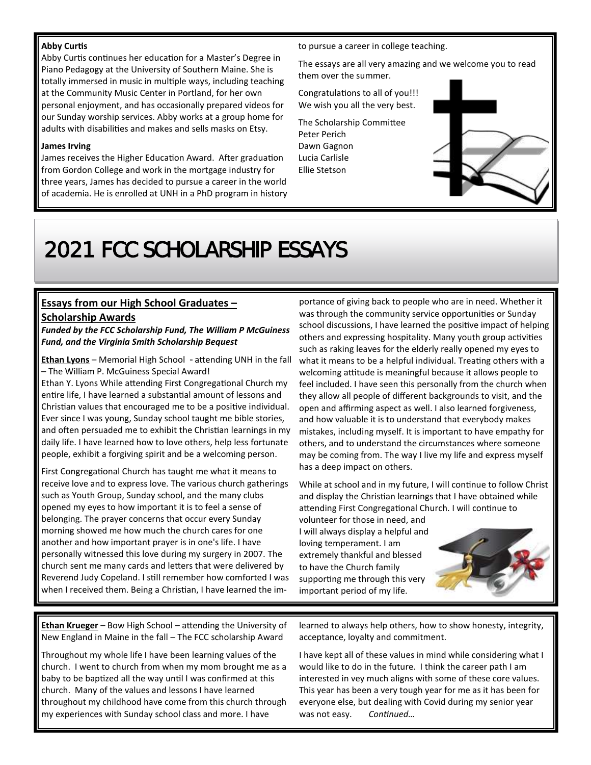**Abby Curtis**

Abby Curtis continues her education for a Master's Degree in Piano Pedagogy at the University of Southern Maine. She is totally immersed in music in multiple ways, including teaching at the Community Music Center in Portland, for her own personal enjoyment, and has occasionally prepared videos for our Sunday worship services. Abby works at a group home for adults with disabilities and makes and sells masks on Etsy.

**James Irving**

James receives the Higher Education Award. After graduation from Gordon College and work in the mortgage industry for three years, James has decided to pursue a career in the world of academia. He is enrolled at UNH in a PhD program in history to pursue a career in college teaching.

The essays are all very amazing and we welcome you to read them over the summer.

Congratulations to all of you!!! We wish you all the very best.

The Scholarship Committee
Peter Perich
Dawn Gagnon
Lucia Carlisle
Ellie Stetson

# 2021 FCC SCHOLARSHIP ESSAYS

## Essays from our High School Graduates – Scholarship Awards

***Funded by the FCC Scholarship Fund, The William P McGuiness Fund, and the Virginia Smith Scholarship Bequest***

**Ethan Lyons** – Memorial High School - attending UNH in the fall – The William P. McGuiness Special Award!

Ethan Y. Lyons While attending First Congregational Church my entire life, I have learned a substantial amount of lessons and Christian values that encouraged me to be a positive individual. Ever since I was young, Sunday school taught me bible stories, and often persuaded me to exhibit the Christian learnings in my daily life. I have learned how to love others, help less fortunate people, exhibit a forgiving spirit and be a welcoming person.

First Congregational Church has taught me what it means to receive love and to express love. The various church gatherings such as Youth Group, Sunday school, and the many clubs opened my eyes to how important it is to feel a sense of belonging. The prayer concerns that occur every Sunday morning showed me how much the church cares for one another and how important prayer is in one's life. I have personally witnessed this love during my surgery in 2007. The church sent me many cards and letters that were delivered by Reverend Judy Copeland. I still remember how comforted I was when I received them. Being a Christian, I have learned the importance of giving back to people who are in need. Whether it was through the community service opportunities or Sunday school discussions, I have learned the positive impact of helping others and expressing hospitality. Many youth group activities such as raking leaves for the elderly really opened my eyes to what it means to be a helpful individual. Treating others with a welcoming attitude is meaningful because it allows people to feel included. I have seen this personally from the church when they allow all people of different backgrounds to visit, and the open and affirming aspect as well. I also learned forgiveness, and how valuable it is to understand that everybody makes mistakes, including myself. It is important to have empathy for others, and to understand the circumstances where someone may be coming from. The way I live my life and express myself has a deep impact on others.

While at school and in my future, I will continue to follow Christ and display the Christian learnings that I have obtained while attending First Congregational Church. I will continue to volunteer for those in need, and I will always display a helpful and loving temperament. I am extremely thankful and blessed to have the Church family supporting me through this very important period of my life.

**Ethan Krueger** – Bow High School – attending the University of New England in Maine in the fall – The FCC scholarship Award

Throughout my whole life I have been learning values of the church. I went to church from when my mom brought me as a baby to be baptized all the way until I was confirmed at this church. Many of the values and lessons I have learned throughout my childhood have come from this church through my experiences with Sunday school class and more. I have learned to always help others, how to show honesty, integrity, acceptance, loyalty and commitment.

I have kept all of these values in mind while considering what I would like to do in the future. I think the career path I am interested in vey much aligns with some of these core values. This year has been a very tough year for me as it has been for everyone else, but dealing with Covid during my senior year was not easy. *Continued…*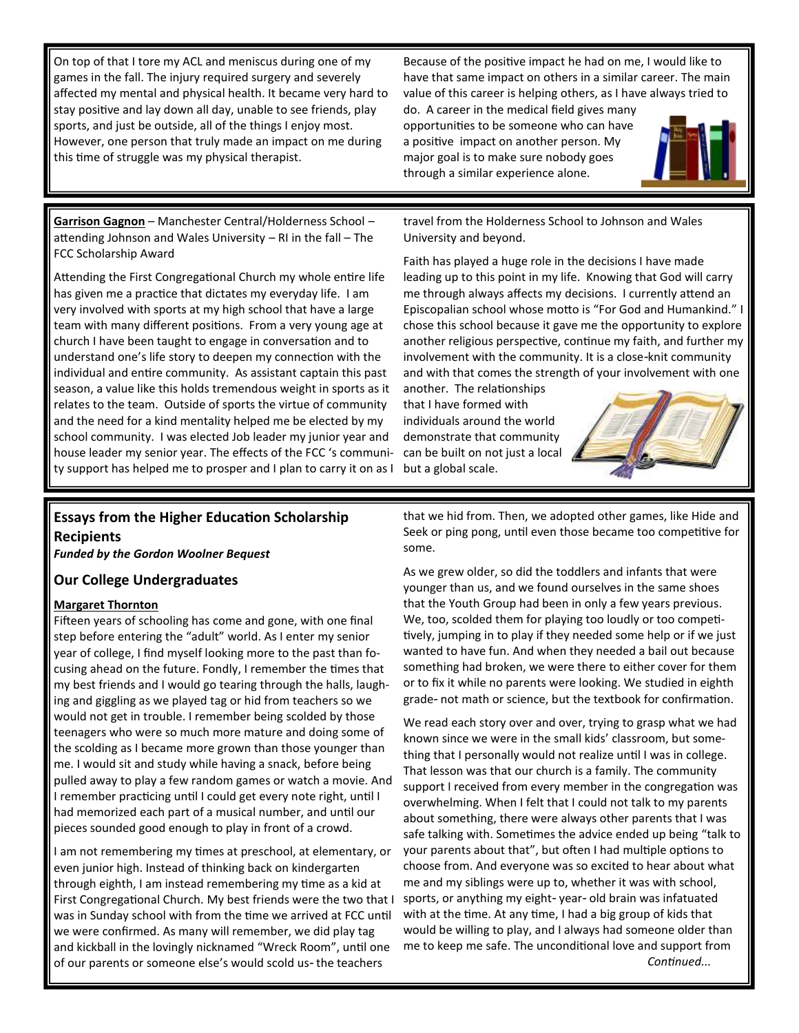On top of that I tore my ACL and meniscus during one of my games in the fall. The injury required surgery and severely affected my mental and physical health. It became very hard to stay positive and lay down all day, unable to see friends, play sports, and just be outside, all of the things I enjoy most. However, one person that truly made an impact on me during this time of struggle was my physical therapist. Because of the positive impact he had on me, I would like to have that same impact on others in a similar career. The main value of this career is helping others, as I have always tried to do. A career in the medical field gives many opportunities to be someone who can have a positive impact on another person. My major goal is to make sure nobody goes through a similar experience alone.

**Garrison Gagnon** – Manchester Central/Holderness School – attending Johnson and Wales University – RI in the fall – The FCC Scholarship Award

Attending the First Congregational Church my whole entire life has given me a practice that dictates my everyday life. I am very involved with sports at my high school that have a large team with many different positions. From a very young age at church I have been taught to engage in conversation and to understand one's life story to deepen my connection with the individual and entire community. As assistant captain this past season, a value like this holds tremendous weight in sports as it relates to the team. Outside of sports the virtue of community and the need for a kind mentality helped me be elected by my school community. I was elected Job leader my junior year and house leader my senior year. The effects of the FCC 's community support has helped me to prosper and I plan to carry it on as I travel from the Holderness School to Johnson and Wales University and beyond.

Faith has played a huge role in the decisions I have made leading up to this point in my life. Knowing that God will carry me through always affects my decisions. I currently attend an Episcopalian school whose motto is "For God and Humankind." I chose this school because it gave me the opportunity to explore another religious perspective, continue my faith, and further my involvement with the community. It is a close-knit community and with that comes the strength of your involvement with one another. The relationships that I have formed with individuals around the world demonstrate that community can be built on not just a local but a global scale.

## Essays from the Higher Education Scholarship Recipients

***Funded by the Gordon Woolner Bequest***

### Our College Undergraduates

**Margaret Thornton**

Fifteen years of schooling has come and gone, with one final step before entering the "adult" world. As I enter my senior year of college, I find myself looking more to the past than focusing ahead on the future. Fondly, I remember the times that my best friends and I would go tearing through the halls, laughing and giggling as we played tag or hid from teachers so we would not get in trouble. I remember being scolded by those teenagers who were so much more mature and doing some of the scolding as I became more grown than those younger than me. I would sit and study while having a snack, before being pulled away to play a few random games or watch a movie. And I remember practicing until I could get every note right, until I had memorized each part of a musical number, and until our pieces sounded good enough to play in front of a crowd.

I am not remembering my times at preschool, at elementary, or even junior high. Instead of thinking back on kindergarten through eighth, I am instead remembering my time as a kid at First Congregational Church. My best friends were the two that I was in Sunday school with from the time we arrived at FCC until we were confirmed. As many will remember, we did play tag and kickball in the lovingly nicknamed "Wreck Room", until one of our parents or someone else's would scold us- the teachers that we hid from. Then, we adopted other games, like Hide and Seek or ping pong, until even those became too competitive for some.

As we grew older, so did the toddlers and infants that were younger than us, and we found ourselves in the same shoes that the Youth Group had been in only a few years previous. We, too, scolded them for playing too loudly or too competitively, jumping in to play if they needed some help or if we just wanted to have fun. And when they needed a bail out because something had broken, we were there to either cover for them or to fix it while no parents were looking. We studied in eighth grade- not math or science, but the textbook for confirmation.

We read each story over and over, trying to grasp what we had known since we were in the small kids' classroom, but something that I personally would not realize until I was in college. That lesson was that our church is a family. The community support I received from every member in the congregation was overwhelming. When I felt that I could not talk to my parents about something, there were always other parents that I was safe talking with. Sometimes the advice ended up being "talk to your parents about that", but often I had multiple options to choose from. And everyone was so excited to hear about what me and my siblings were up to, whether it was with school, sports, or anything my eight- year- old brain was infatuated with at the time. At any time, I had a big group of kids that would be willing to play, and I always had someone older than me to keep me safe. The unconditional love and support from

*Continued...*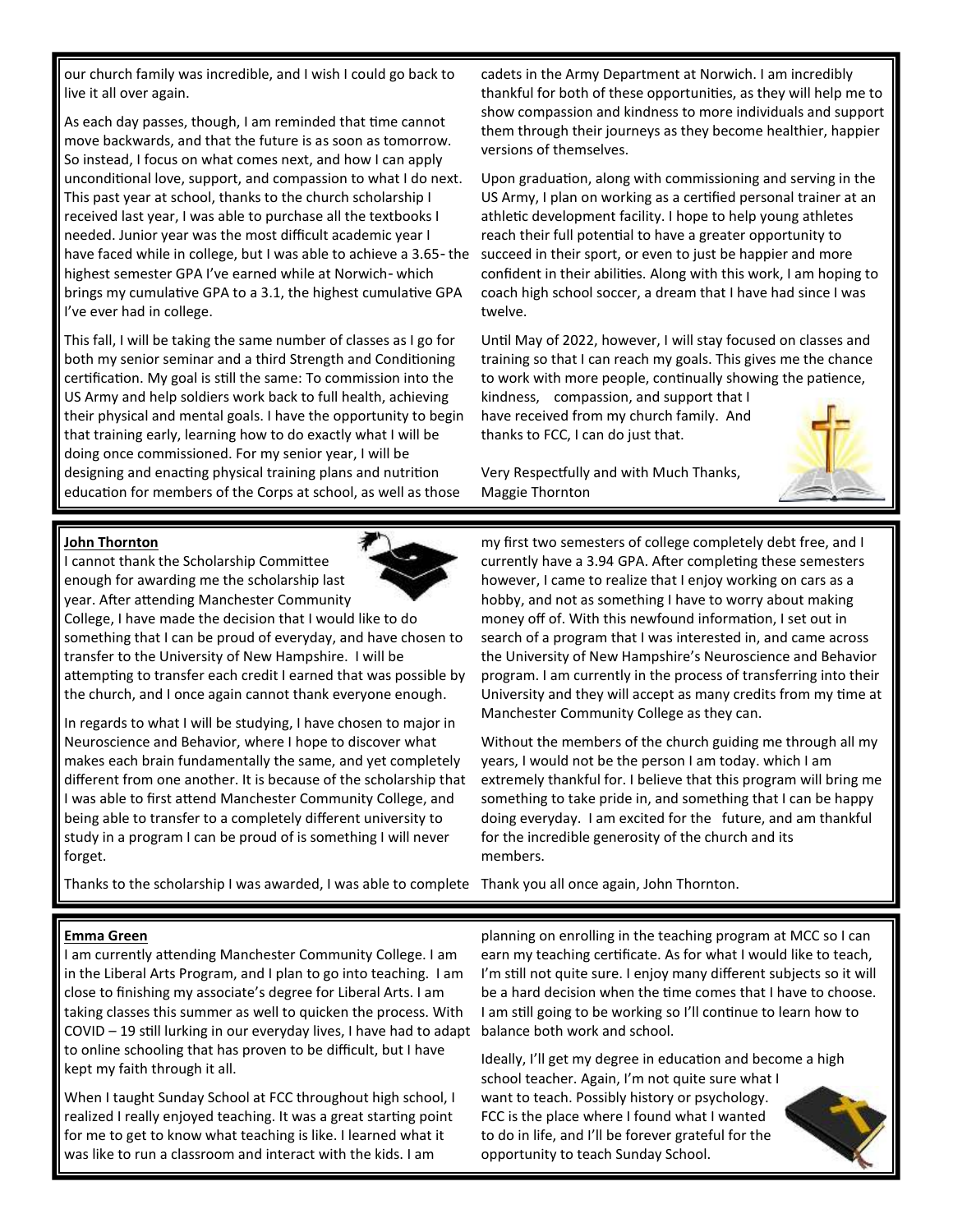our church family was incredible, and I wish I could go back to live it all over again.

As each day passes, though, I am reminded that time cannot move backwards, and that the future is as soon as tomorrow. So instead, I focus on what comes next, and how I can apply unconditional love, support, and compassion to what I do next. This past year at school, thanks to the church scholarship I received last year, I was able to purchase all the textbooks I needed. Junior year was the most difficult academic year I have faced while in college, but I was able to achieve a 3.65- the highest semester GPA I've earned while at Norwich- which brings my cumulative GPA to a 3.1, the highest cumulative GPA I've ever had in college.

This fall, I will be taking the same number of classes as I go for both my senior seminar and a third Strength and Conditioning certification. My goal is still the same: To commission into the US Army and help soldiers work back to full health, achieving their physical and mental goals. I have the opportunity to begin that training early, learning how to do exactly what I will be doing once commissioned. For my senior year, I will be designing and enacting physical training plans and nutrition education for members of the Corps at school, as well as those cadets in the Army Department at Norwich. I am incredibly thankful for both of these opportunities, as they will help me to show compassion and kindness to more individuals and support them through their journeys as they become healthier, happier versions of themselves.

Upon graduation, along with commissioning and serving in the US Army, I plan on working as a certified personal trainer at an athletic development facility. I hope to help young athletes reach their full potential to have a greater opportunity to succeed in their sport, or even to just be happier and more confident in their abilities. Along with this work, I am hoping to coach high school soccer, a dream that I have had since I was twelve.

Until May of 2022, however, I will stay focused on classes and training so that I can reach my goals. This gives me the chance to work with more people, continually showing the patience, kindness, compassion, and support that I have received from my church family. And thanks to FCC, I can do just that.

Very Respectfully and with Much Thanks,
Maggie Thornton

**John Thornton**

I cannot thank the Scholarship Committee enough for awarding me the scholarship last year. After attending Manchester Community College, I have made the decision that I would like to do something that I can be proud of everyday, and have chosen to transfer to the University of New Hampshire. I will be attempting to transfer each credit I earned that was possible by the church, and I once again cannot thank everyone enough.

In regards to what I will be studying, I have chosen to major in Neuroscience and Behavior, where I hope to discover what makes each brain fundamentally the same, and yet completely different from one another. It is because of the scholarship that I was able to first attend Manchester Community College, and being able to transfer to a completely different university to study in a program I can be proud of is something I will never forget.

Thanks to the scholarship I was awarded, I was able to complete my first two semesters of college completely debt free, and I currently have a 3.94 GPA. After completing these semesters however, I came to realize that I enjoy working on cars as a hobby, and not as something I have to worry about making money off of. With this newfound information, I set out in search of a program that I was interested in, and came across the University of New Hampshire's Neuroscience and Behavior program. I am currently in the process of transferring into their University and they will accept as many credits from my time at Manchester Community College as they can.

Without the members of the church guiding me through all my years, I would not be the person I am today. which I am extremely thankful for. I believe that this program will bring me something to take pride in, and something that I can be happy doing everyday. I am excited for the future, and am thankful for the incredible generosity of the church and its members.

Thank you all once again, John Thornton.

**Emma Green**

I am currently attending Manchester Community College. I am in the Liberal Arts Program, and I plan to go into teaching. I am close to finishing my associate's degree for Liberal Arts. I am taking classes this summer as well to quicken the process. With COVID – 19 still lurking in our everyday lives, I have had to adapt to online schooling that has proven to be difficult, but I have kept my faith through it all.

When I taught Sunday School at FCC throughout high school, I realized I really enjoyed teaching. It was a great starting point for me to get to know what teaching is like. I learned what it was like to run a classroom and interact with the kids. I am planning on enrolling in the teaching program at MCC so I can earn my teaching certificate. As for what I would like to teach, I'm still not quite sure. I enjoy many different subjects so it will be a hard decision when the time comes that I have to choose. I am still going to be working so I'll continue to learn how to balance both work and school.

Ideally, I'll get my degree in education and become a high school teacher. Again, I'm not quite sure what I want to teach. Possibly history or psychology. FCC is the place where I found what I wanted to do in life, and I'll be forever grateful for the opportunity to teach Sunday School.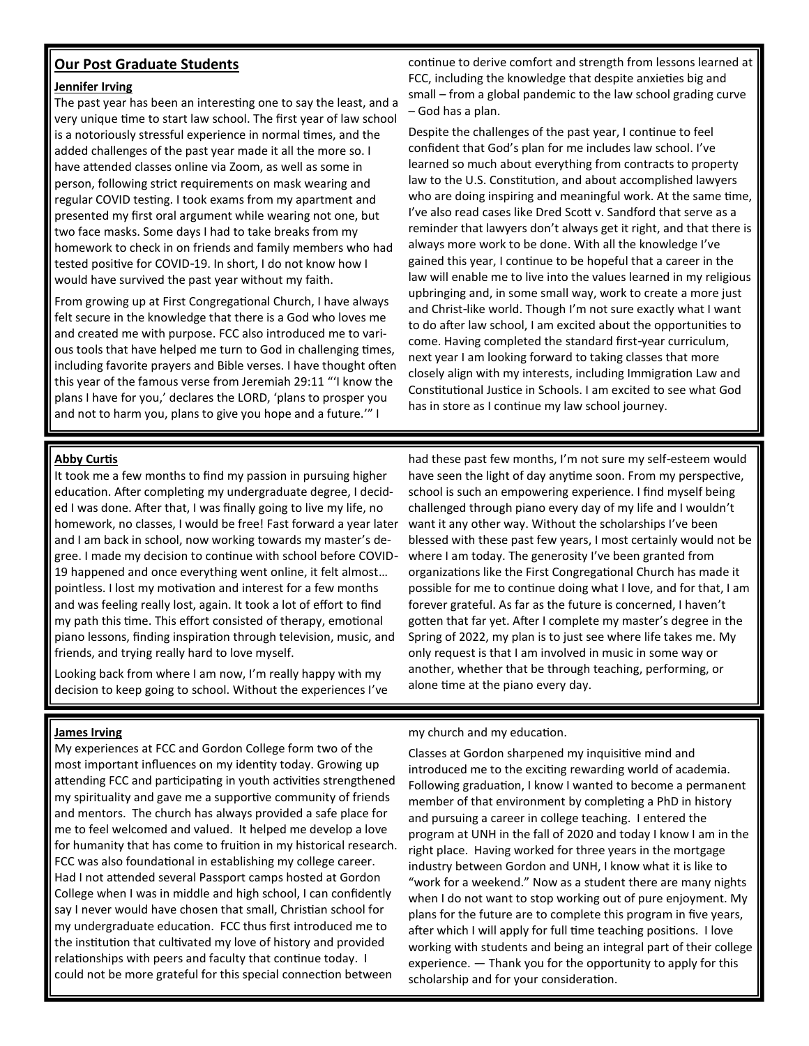## Our Post Graduate Students

### Jennifer Irving

The past year has been an interesting one to say the least, and a very unique time to start law school. The first year of law school is a notoriously stressful experience in normal times, and the added challenges of the past year made it all the more so. I have attended classes online via Zoom, as well as some in person, following strict requirements on mask wearing and regular COVID testing. I took exams from my apartment and presented my first oral argument while wearing not one, but two face masks. Some days I had to take breaks from my homework to check in on friends and family members who had tested positive for COVID-19. In short, I do not know how I would have survived the past year without my faith.

From growing up at First Congregational Church, I have always felt secure in the knowledge that there is a God who loves me and created me with purpose. FCC also introduced me to various tools that have helped me turn to God in challenging times, including favorite prayers and Bible verses. I have thought often this year of the famous verse from Jeremiah 29:11 "'I know the plans I have for you,' declares the LORD, 'plans to prosper you and not to harm you, plans to give you hope and a future.'" I continue to derive comfort and strength from lessons learned at FCC, including the knowledge that despite anxieties big and small – from a global pandemic to the law school grading curve – God has a plan.

Despite the challenges of the past year, I continue to feel confident that God's plan for me includes law school. I've learned so much about everything from contracts to property law to the U.S. Constitution, and about accomplished lawyers who are doing inspiring and meaningful work. At the same time, I've also read cases like Dred Scott v. Sandford that serve as a reminder that lawyers don't always get it right, and that there is always more work to be done. With all the knowledge I've gained this year, I continue to be hopeful that a career in the law will enable me to live into the values learned in my religious upbringing and, in some small way, work to create a more just and Christ-like world. Though I'm not sure exactly what I want to do after law school, I am excited about the opportunities to come. Having completed the standard first-year curriculum, next year I am looking forward to taking classes that more closely align with my interests, including Immigration Law and Constitutional Justice in Schools. I am excited to see what God has in store as I continue my law school journey.

### Abby Curtis

It took me a few months to find my passion in pursuing higher education. After completing my undergraduate degree, I decided I was done. After that, I was finally going to live my life, no homework, no classes, I would be free! Fast forward a year later and I am back in school, now working towards my master's degree. I made my decision to continue with school before COVID-19 happened and once everything went online, it felt almost… pointless. I lost my motivation and interest for a few months and was feeling really lost, again. It took a lot of effort to find my path this time. This effort consisted of therapy, emotional piano lessons, finding inspiration through television, music, and friends, and trying really hard to love myself.

Looking back from where I am now, I'm really happy with my decision to keep going to school. Without the experiences I've had these past few months, I'm not sure my self-esteem would have seen the light of day anytime soon. From my perspective, school is such an empowering experience. I find myself being challenged through piano every day of my life and I wouldn't want it any other way. Without the scholarships I've been blessed with these past few years, I most certainly would not be where I am today. The generosity I've been granted from organizations like the First Congregational Church has made it possible for me to continue doing what I love, and for that, I am forever grateful. As far as the future is concerned, I haven't gotten that far yet. After I complete my master's degree in the Spring of 2022, my plan is to just see where life takes me. My only request is that I am involved in music in some way or another, whether that be through teaching, performing, or alone time at the piano every day.

### James Irving

My experiences at FCC and Gordon College form two of the most important influences on my identity today. Growing up attending FCC and participating in youth activities strengthened my spirituality and gave me a supportive community of friends and mentors. The church has always provided a safe place for me to feel welcomed and valued. It helped me develop a love for humanity that has come to fruition in my historical research. FCC was also foundational in establishing my college career. Had I not attended several Passport camps hosted at Gordon College when I was in middle and high school, I can confidently say I never would have chosen that small, Christian school for my undergraduate education. FCC thus first introduced me to the institution that cultivated my love of history and provided relationships with peers and faculty that continue today. I could not be more grateful for this special connection between my church and my education.

Classes at Gordon sharpened my inquisitive mind and introduced me to the exciting rewarding world of academia. Following graduation, I know I wanted to become a permanent member of that environment by completing a PhD in history and pursuing a career in college teaching. I entered the program at UNH in the fall of 2020 and today I know I am in the right place. Having worked for three years in the mortgage industry between Gordon and UNH, I know what it is like to "work for a weekend." Now as a student there are many nights when I do not want to stop working out of pure enjoyment. My plans for the future are to complete this program in five years, after which I will apply for full time teaching positions. I love working with students and being an integral part of their college experience. — Thank you for the opportunity to apply for this scholarship and for your consideration.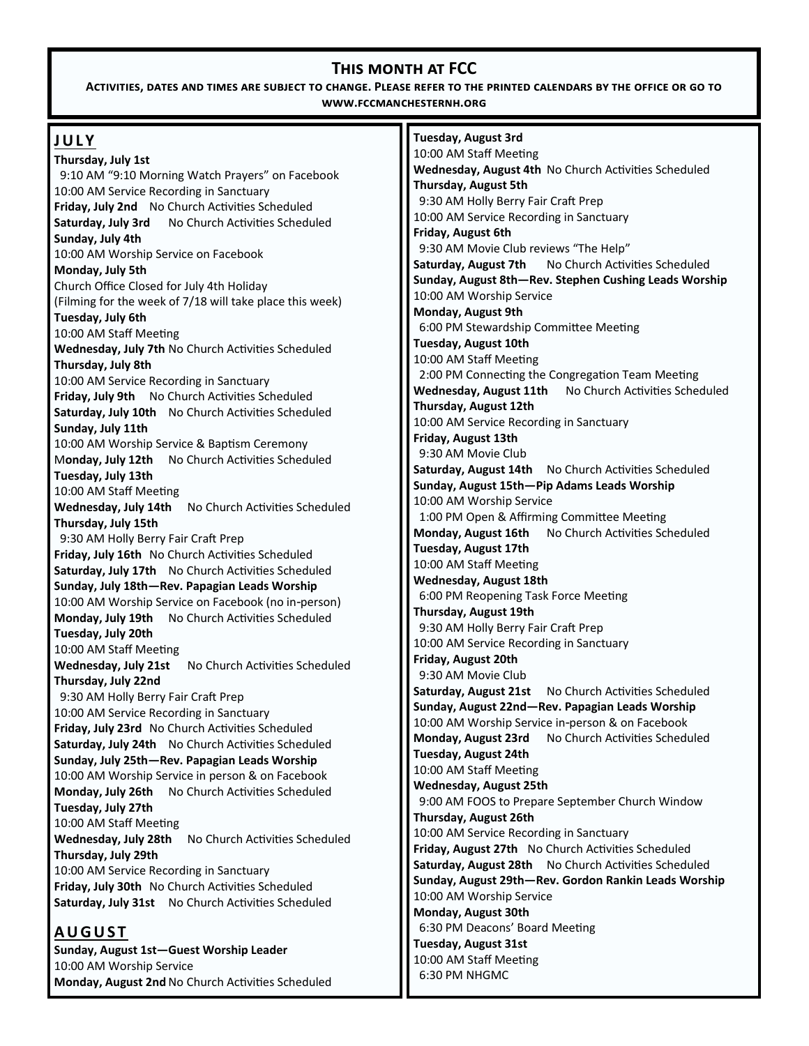## This month at FCC

**Activities, dates and times are subject to change. Please refer to the printed calendars by the office or go to www.fccmanchesternh.org**

### JULY

**Thursday, July 1st**
9:10 AM "9:10 Morning Watch Prayers" on Facebook
10:00 AM Service Recording in Sanctuary
**Friday, July 2nd** No Church Activities Scheduled
**Saturday, July 3rd** No Church Activities Scheduled
**Sunday, July 4th**
10:00 AM Worship Service on Facebook
**Monday, July 5th**
Church Office Closed for July 4th Holiday
(Filming for the week of 7/18 will take place this week)
**Tuesday, July 6th**
10:00 AM Staff Meeting
**Wednesday, July 7th** No Church Activities Scheduled
**Thursday, July 8th**
10:00 AM Service Recording in Sanctuary
**Friday, July 9th** No Church Activities Scheduled
**Saturday, July 10th** No Church Activities Scheduled
**Sunday, July 11th**
10:00 AM Worship Service & Baptism Ceremony
**Monday, July 12th** No Church Activities Scheduled
**Tuesday, July 13th**
10:00 AM Staff Meeting
**Wednesday, July 14th** No Church Activities Scheduled
**Thursday, July 15th**
9:30 AM Holly Berry Fair Craft Prep
**Friday, July 16th** No Church Activities Scheduled
**Saturday, July 17th** No Church Activities Scheduled
**Sunday, July 18th—Rev. Papagian Leads Worship**
10:00 AM Worship Service on Facebook (no in-person)
**Monday, July 19th** No Church Activities Scheduled
**Tuesday, July 20th**
10:00 AM Staff Meeting
**Wednesday, July 21st** No Church Activities Scheduled
**Thursday, July 22nd**
9:30 AM Holly Berry Fair Craft Prep
10:00 AM Service Recording in Sanctuary
**Friday, July 23rd** No Church Activities Scheduled
**Saturday, July 24th** No Church Activities Scheduled
**Sunday, July 25th—Rev. Papagian Leads Worship**
10:00 AM Worship Service in person & on Facebook
**Monday, July 26th** No Church Activities Scheduled
**Tuesday, July 27th**
10:00 AM Staff Meeting
**Wednesday, July 28th** No Church Activities Scheduled
**Thursday, July 29th**
10:00 AM Service Recording in Sanctuary
**Friday, July 30th** No Church Activities Scheduled
**Saturday, July 31st** No Church Activities Scheduled

### AUGUST

**Sunday, August 1st—Guest Worship Leader**
10:00 AM Worship Service
**Monday, August 2nd** No Church Activities Scheduled
**Tuesday, August 3rd**
10:00 AM Staff Meeting
**Wednesday, August 4th** No Church Activities Scheduled
**Thursday, August 5th**
9:30 AM Holly Berry Fair Craft Prep
10:00 AM Service Recording in Sanctuary
**Friday, August 6th**
9:30 AM Movie Club reviews "The Help"
**Saturday, August 7th** No Church Activities Scheduled
**Sunday, August 8th—Rev. Stephen Cushing Leads Worship**
10:00 AM Worship Service
**Monday, August 9th**
6:00 PM Stewardship Committee Meeting
**Tuesday, August 10th**
10:00 AM Staff Meeting
2:00 PM Connecting the Congregation Team Meeting
**Wednesday, August 11th** No Church Activities Scheduled
**Thursday, August 12th**
10:00 AM Service Recording in Sanctuary
**Friday, August 13th**
9:30 AM Movie Club
**Saturday, August 14th** No Church Activities Scheduled
**Sunday, August 15th—Pip Adams Leads Worship**
10:00 AM Worship Service
1:00 PM Open & Affirming Committee Meeting
**Monday, August 16th** No Church Activities Scheduled
**Tuesday, August 17th**
10:00 AM Staff Meeting
**Wednesday, August 18th**
6:00 PM Reopening Task Force Meeting
**Thursday, August 19th**
9:30 AM Holly Berry Fair Craft Prep
10:00 AM Service Recording in Sanctuary
**Friday, August 20th**
9:30 AM Movie Club
**Saturday, August 21st** No Church Activities Scheduled
**Sunday, August 22nd—Rev. Papagian Leads Worship**
10:00 AM Worship Service in-person & on Facebook
**Monday, August 23rd** No Church Activities Scheduled
**Tuesday, August 24th**
10:00 AM Staff Meeting
**Wednesday, August 25th**
9:00 AM FOOS to Prepare September Church Window
**Thursday, August 26th**
10:00 AM Service Recording in Sanctuary
**Friday, August 27th** No Church Activities Scheduled
**Saturday, August 28th** No Church Activities Scheduled
**Sunday, August 29th—Rev. Gordon Rankin Leads Worship**
10:00 AM Worship Service
**Monday, August 30th**
6:30 PM Deacons' Board Meeting
**Tuesday, August 31st**
10:00 AM Staff Meeting
6:30 PM NHGMC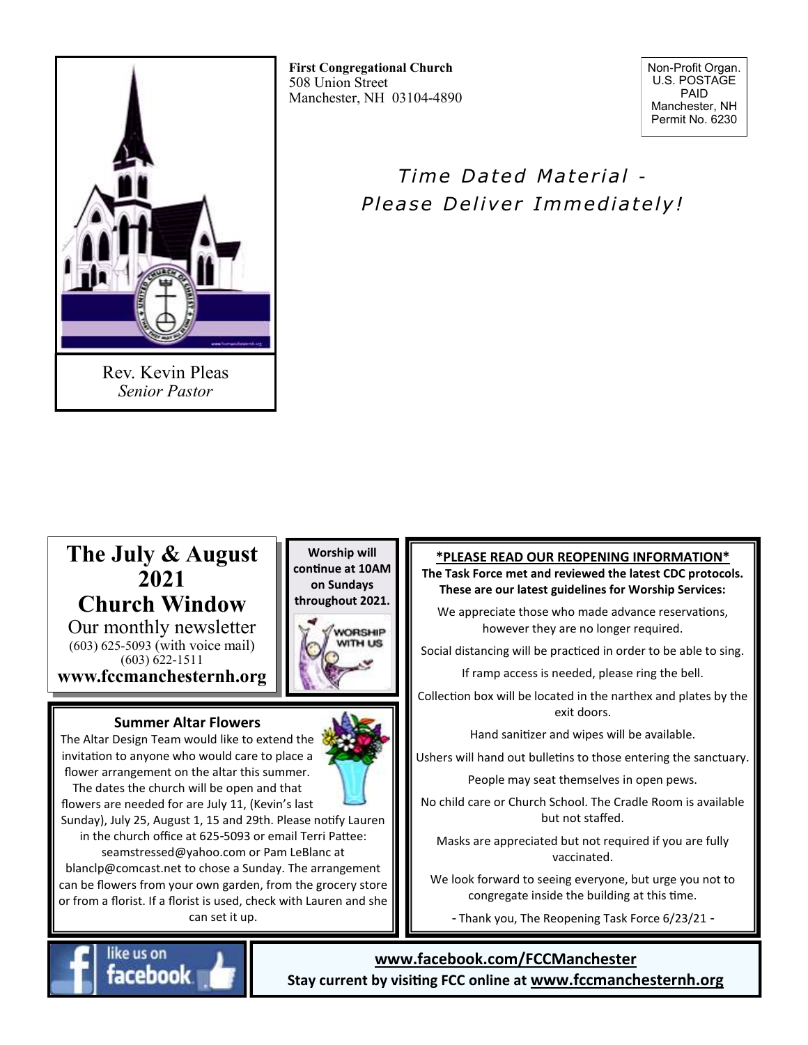Rev. Kevin Pleas
*Senior Pastor*

**First Congregational Church**
508 Union Street
Manchester, NH 03104-4890

Non-Profit Organ.
U.S. POSTAGE
PAID
Manchester, NH
Permit No. 6230

*Time Dated Material - Please Deliver Immediately!*

# The July & August 2021 Church Window

Our monthly newsletter
(603) 625-5093 (with voice mail)
(603) 622-1511
**www.fccmanchesternh.org**

**Worship will continue at 10AM on Sundays throughout 2021.**

WORSHIP WITH US

### Summer Altar Flowers

The Altar Design Team would like to extend the invitation to anyone who would care to place a flower arrangement on the altar this summer. The dates the church will be open and that flowers are needed for are July 11, (Kevin's last Sunday), July 25, August 1, 15 and 29th. Please notify Lauren in the church office at 625-5093 or email Terri Pattee: seamstressed@yahoo.com or Pam LeBlanc at blanclp@comcast.net to chose a Sunday. The arrangement can be flowers from your own garden, from the grocery store or from a florist. If a florist is used, check with Lauren and she can set it up.

**\*PLEASE READ OUR REOPENING INFORMATION\***

**The Task Force met and reviewed the latest CDC protocols. These are our latest guidelines for Worship Services:**

We appreciate those who made advance reservations, however they are no longer required.

Social distancing will be practiced in order to be able to sing.

If ramp access is needed, please ring the bell.

Collection box will be located in the narthex and plates by the exit doors.

Hand sanitizer and wipes will be available.

Ushers will hand out bulletins to those entering the sanctuary.

People may seat themselves in open pews.

No child care or Church School. The Cradle Room is available but not staffed.

Masks are appreciated but not required if you are fully vaccinated.

We look forward to seeing everyone, but urge you not to congregate inside the building at this time.

- Thank you, The Reopening Task Force 6/23/21 -

like us on facebook

**www.facebook.com/FCCManchester**
**Stay current by visiting FCC online at www.fccmanchesternh.org**